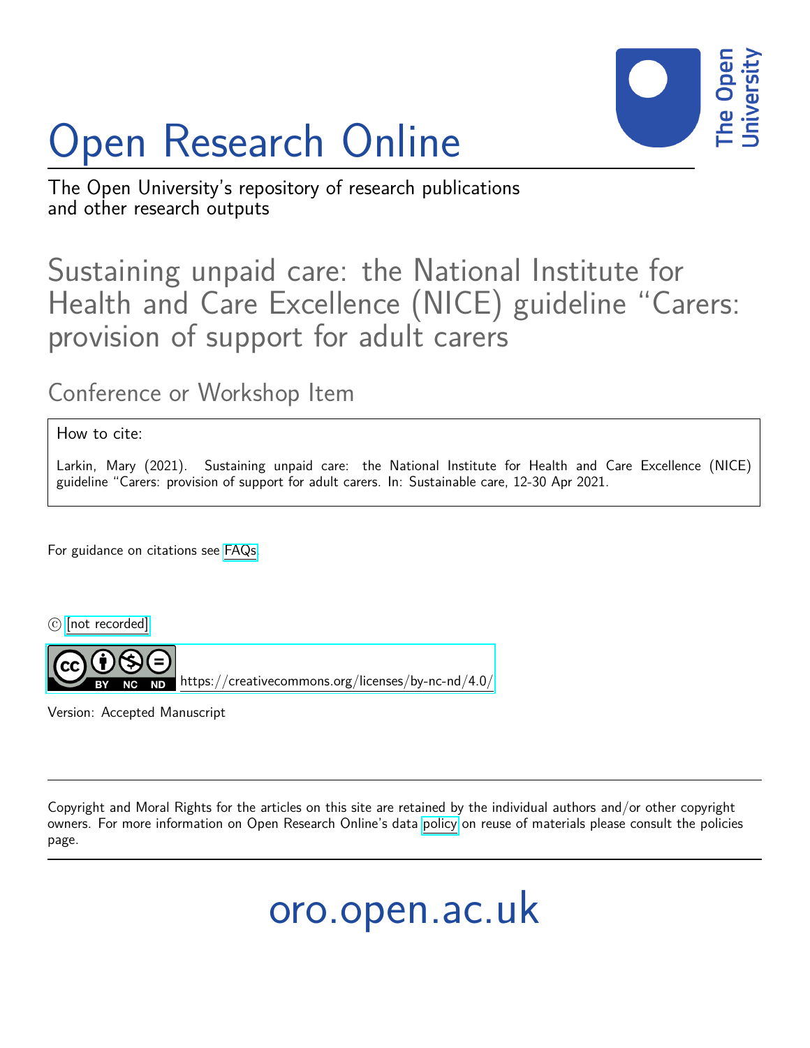# Open Research Online

The Open University's repository of research publications and other research outputs

## Sustaining unpaid care: the National Institute for Health and Care Excellence (NICE) guideline "Carers: provision of support for adult carers

### Conference or Workshop Item

How to cite:

Larkin, Mary (2021). Sustaining unpaid care: the National Institute for Health and Care Excellence (NICE) guideline "Carers: provision of support for adult carers. In: Sustainable care, 12-30 Apr 2021.

For guidance on citations see FAQs.

© [not recorded]

https://creativecommons.org/licenses/by-nc-nd/4.0/

Version: Accepted Manuscript

---

Copyright and Moral Rights for the articles on this site are retained by the individual authors and/or other copyright owners. For more information on Open Research Online's data policy on reuse of materials please consult the policies page.

---

oro.open.ac.uk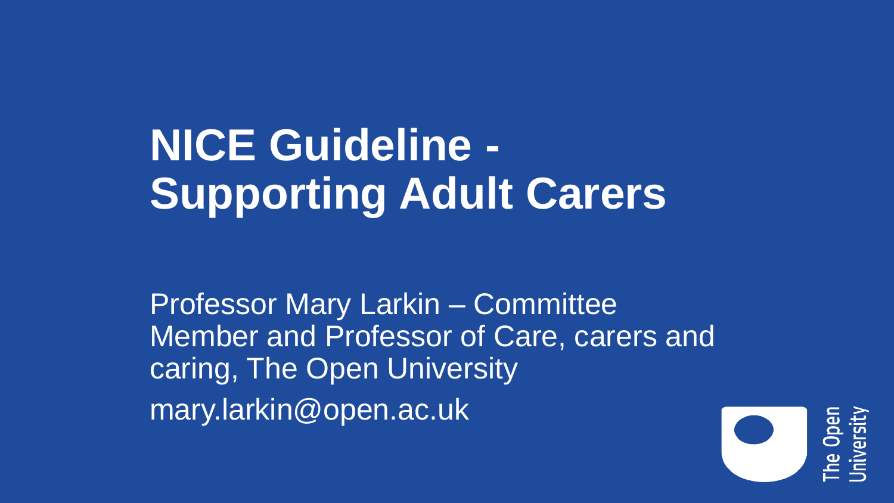# NICE Guideline - Supporting Adult Carers

Professor Mary Larkin – Committee Member and Professor of Care, carers and caring, The Open University

mary.larkin@open.ac.uk

The Open University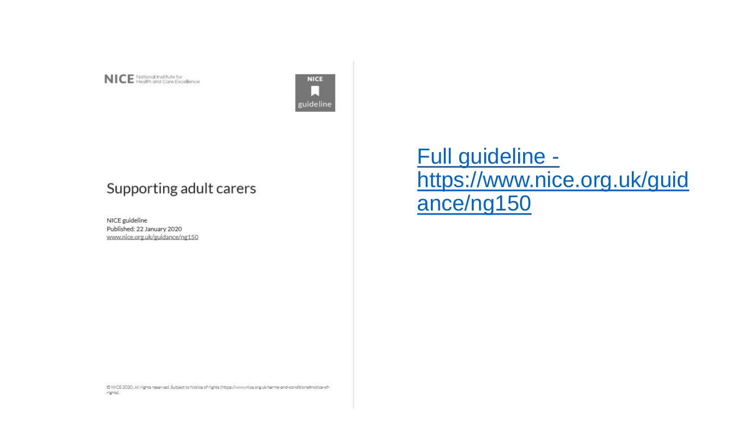NICE National Institute for Health and Care Excellence

NICE guideline

# Supporting adult carers

NICE guideline
Published: 22 January 2020
www.nice.org.uk/guidance/ng150

© NICE 2020. All rights reserved. Subject to Notice of rights (https://www.nice.org.uk/terms-and-conditions#notice-of-rights).

Full guideline - https://www.nice.org.uk/guidance/ng150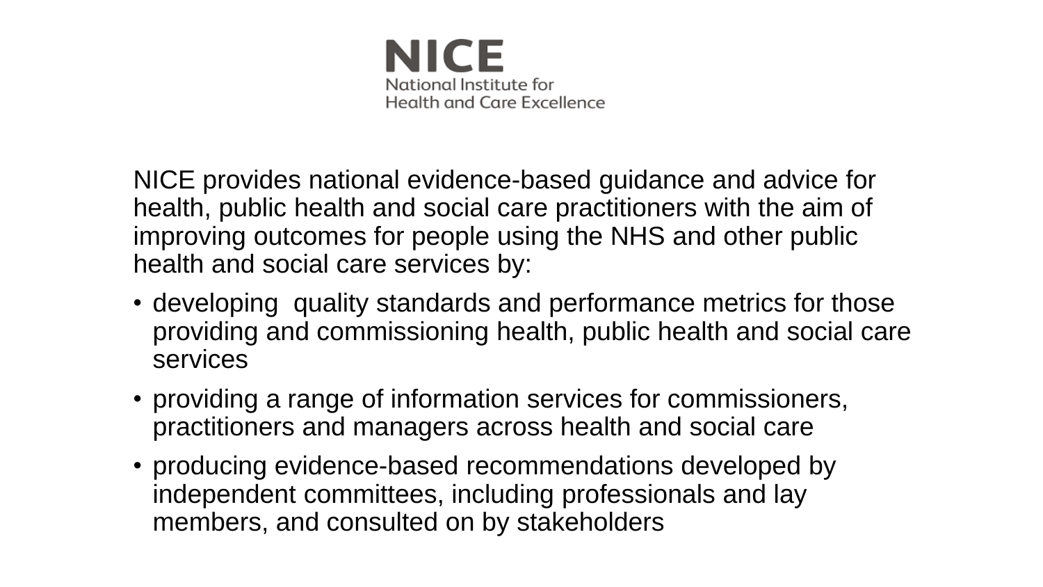NICE

National Institute for Health and Care Excellence

NICE provides national evidence-based guidance and advice for health, public health and social care practitioners with the aim of improving outcomes for people using the NHS and other public health and social care services by:

- developing quality standards and performance metrics for those providing and commissioning health, public health and social care services
- providing a range of information services for commissioners, practitioners and managers across health and social care
- producing evidence-based recommendations developed by independent committees, including professionals and lay members, and consulted on by stakeholders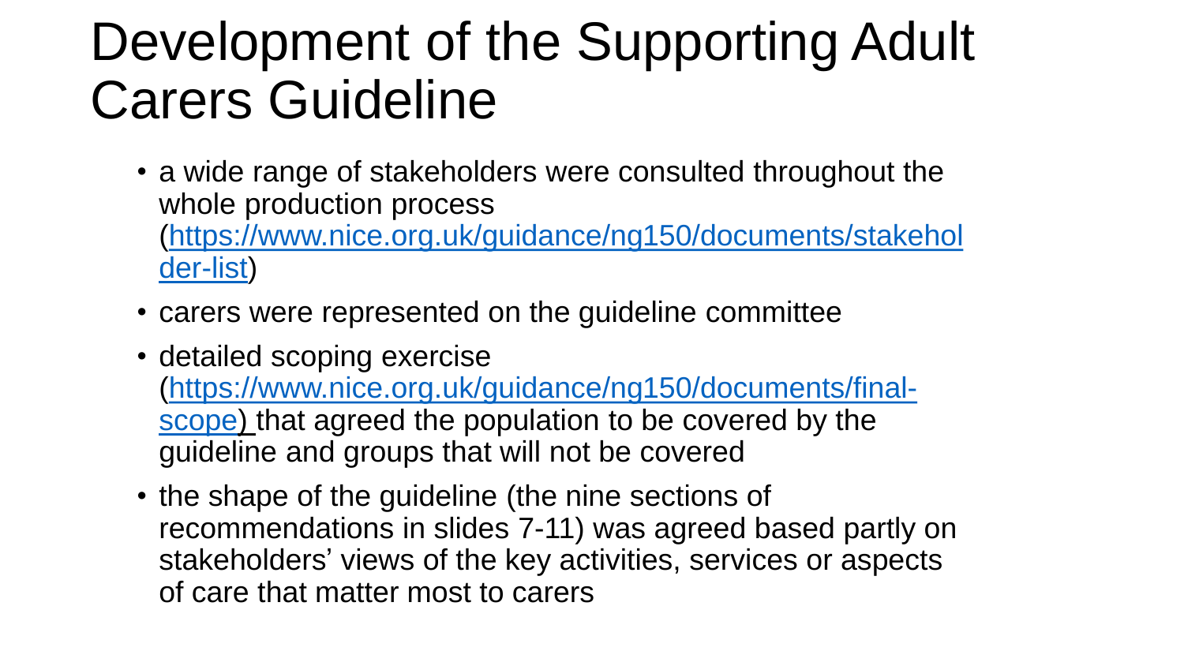# Development of the Supporting Adult Carers Guideline

- a wide range of stakeholders were consulted throughout the whole production process ([https://www.nice.org.uk/guidance/ng150/documents/stakeholder-list](https://www.nice.org.uk/guidance/ng150/documents/stakeholder-list))
- carers were represented on the guideline committee
- detailed scoping exercise ([https://www.nice.org.uk/guidance/ng150/documents/final-scope](https://www.nice.org.uk/guidance/ng150/documents/final-scope)) that agreed the population to be covered by the guideline and groups that will not be covered
- the shape of the guideline (the nine sections of recommendations in slides 7-11) was agreed based partly on stakeholders' views of the key activities, services or aspects of care that matter most to carers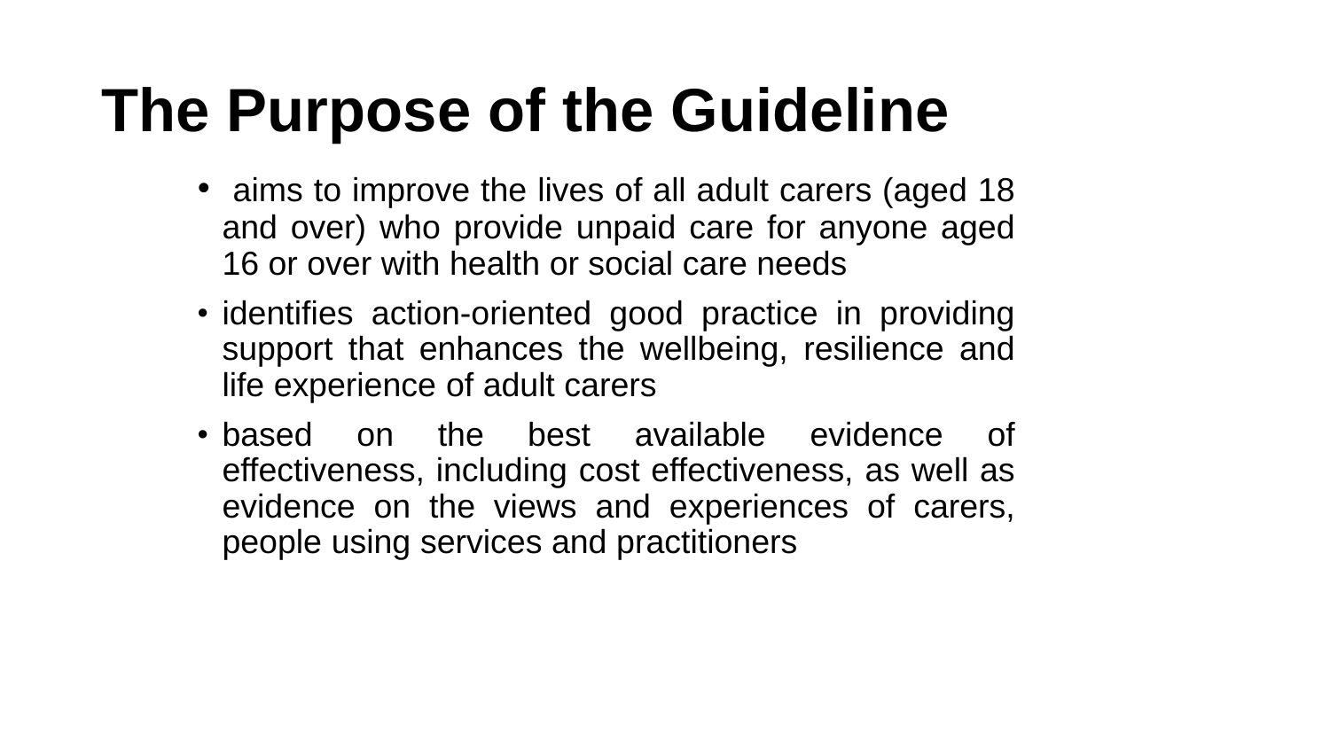# The Purpose of the Guideline

- aims to improve the lives of all adult carers (aged 18 and over) who provide unpaid care for anyone aged 16 or over with health or social care needs
- identifies action-oriented good practice in providing support that enhances the wellbeing, resilience and life experience of adult carers
- based on the best available evidence of effectiveness, including cost effectiveness, as well as evidence on the views and experiences of carers, people using services and practitioners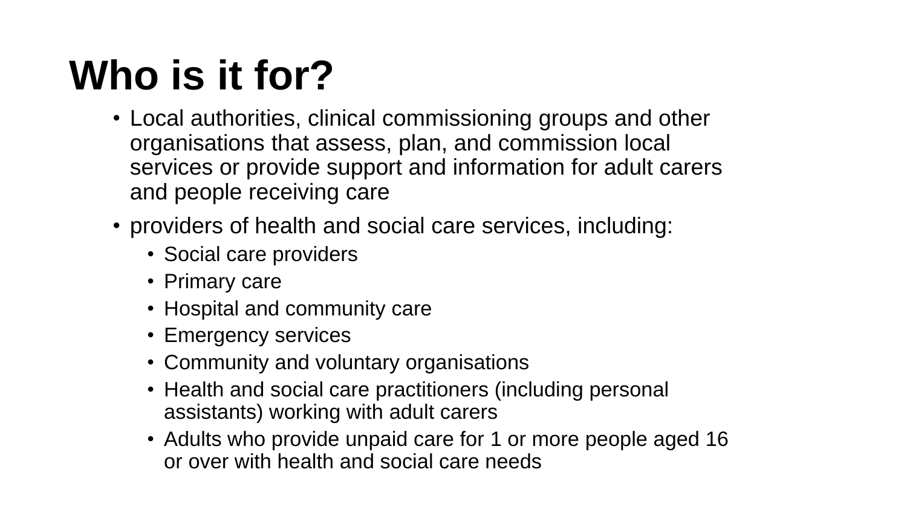# Who is it for?

- Local authorities, clinical commissioning groups and other organisations that assess, plan, and commission local services or provide support and information for adult carers and people receiving care
- providers of health and social care services, including:
  - Social care providers
  - Primary care
  - Hospital and community care
  - Emergency services
  - Community and voluntary organisations
  - Health and social care practitioners (including personal assistants) working with adult carers
  - Adults who provide unpaid care for 1 or more people aged 16 or over with health and social care needs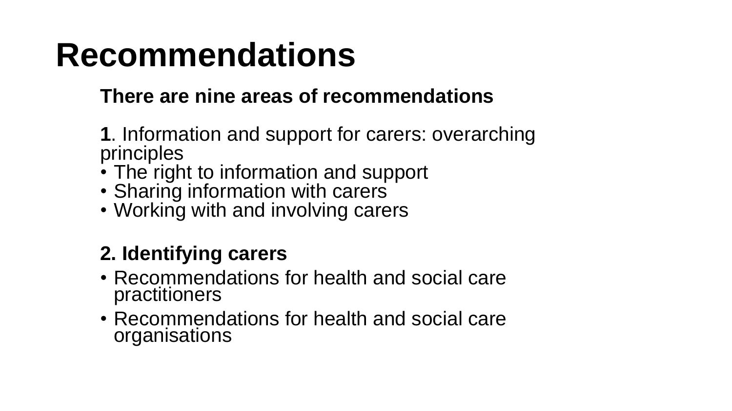# Recommendations

**There are nine areas of recommendations**

**1**. Information and support for carers: overarching principles

- The right to information and support
- Sharing information with carers
- Working with and involving carers

**2. Identifying carers**

- Recommendations for health and social care practitioners
- Recommendations for health and social care organisations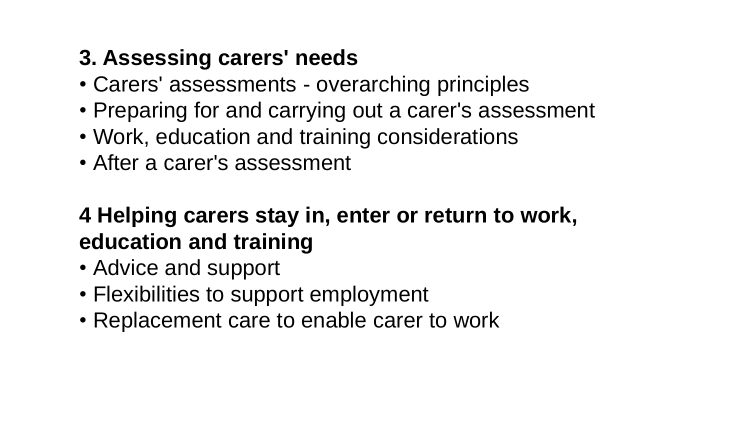**3. Assessing carers' needs**

- Carers' assessments - overarching principles
- Preparing for and carrying out a carer's assessment
- Work, education and training considerations
- After a carer's assessment

**4 Helping carers stay in, enter or return to work, education and training**

- Advice and support
- Flexibilities to support employment
- Replacement care to enable carer to work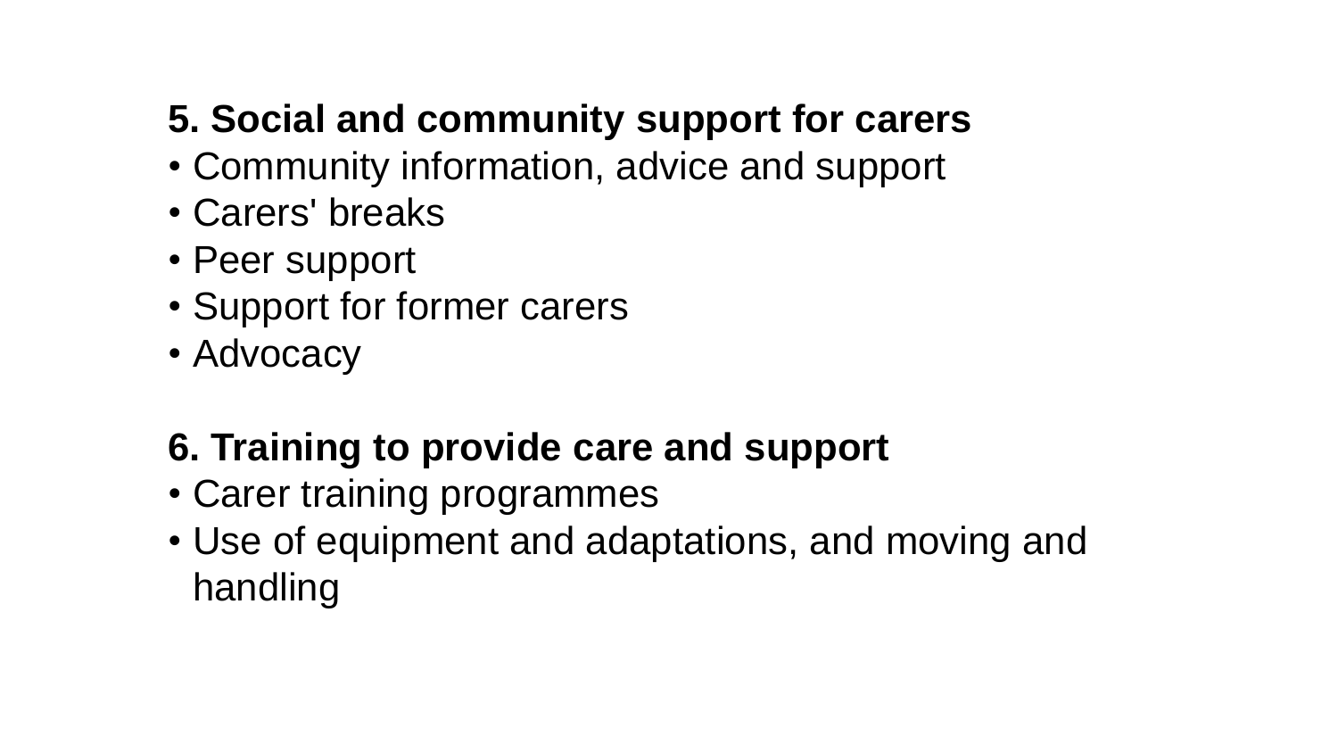**5. Social and community support for carers**

- Community information, advice and support
- Carers' breaks
- Peer support
- Support for former carers
- Advocacy

**6. Training to provide care and support**

- Carer training programmes
- Use of equipment and adaptations, and moving and handling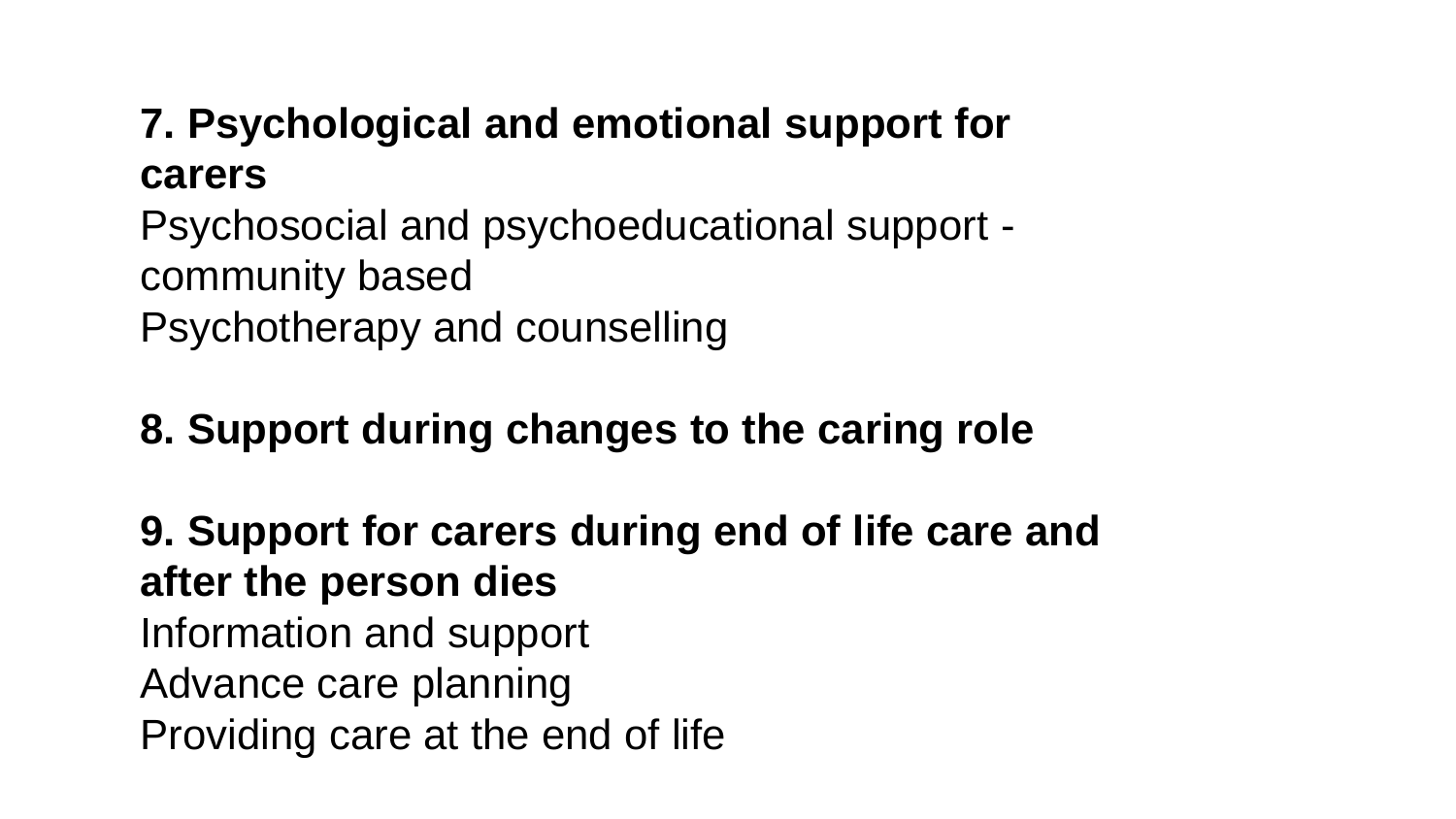**7. Psychological and emotional support for carers**

Psychosocial and psychoeducational support - community based

Psychotherapy and counselling

**8. Support during changes to the caring role**

**9. Support for carers during end of life care and after the person dies**

Information and support

Advance care planning

Providing care at the end of life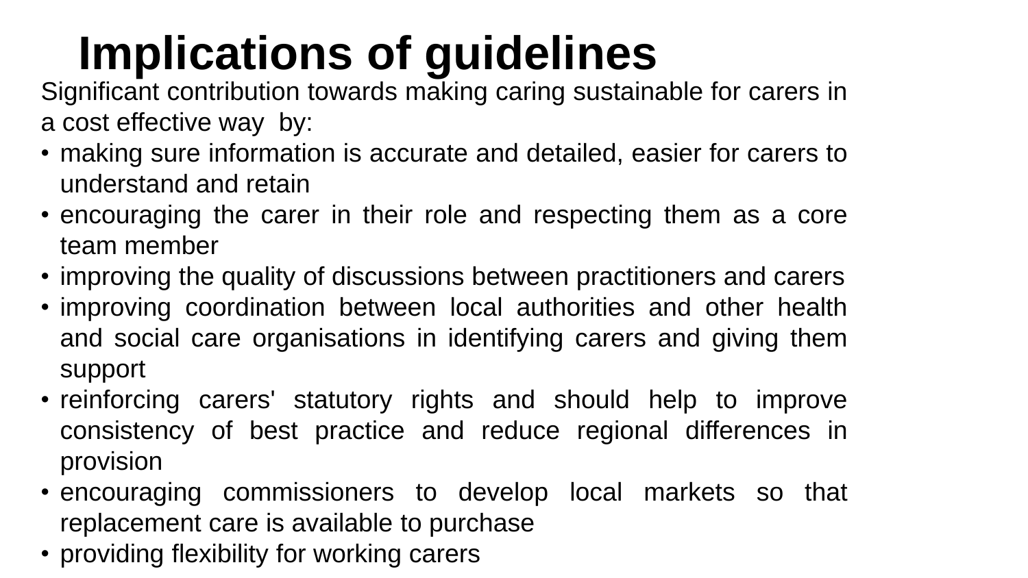# Implications of guidelines

Significant contribution towards making caring sustainable for carers in a cost effective way by:

- making sure information is accurate and detailed, easier for carers to understand and retain
- encouraging the carer in their role and respecting them as a core team member
- improving the quality of discussions between practitioners and carers
- improving coordination between local authorities and other health and social care organisations in identifying carers and giving them support
- reinforcing carers' statutory rights and should help to improve consistency of best practice and reduce regional differences in provision
- encouraging commissioners to develop local markets so that replacement care is available to purchase
- providing flexibility for working carers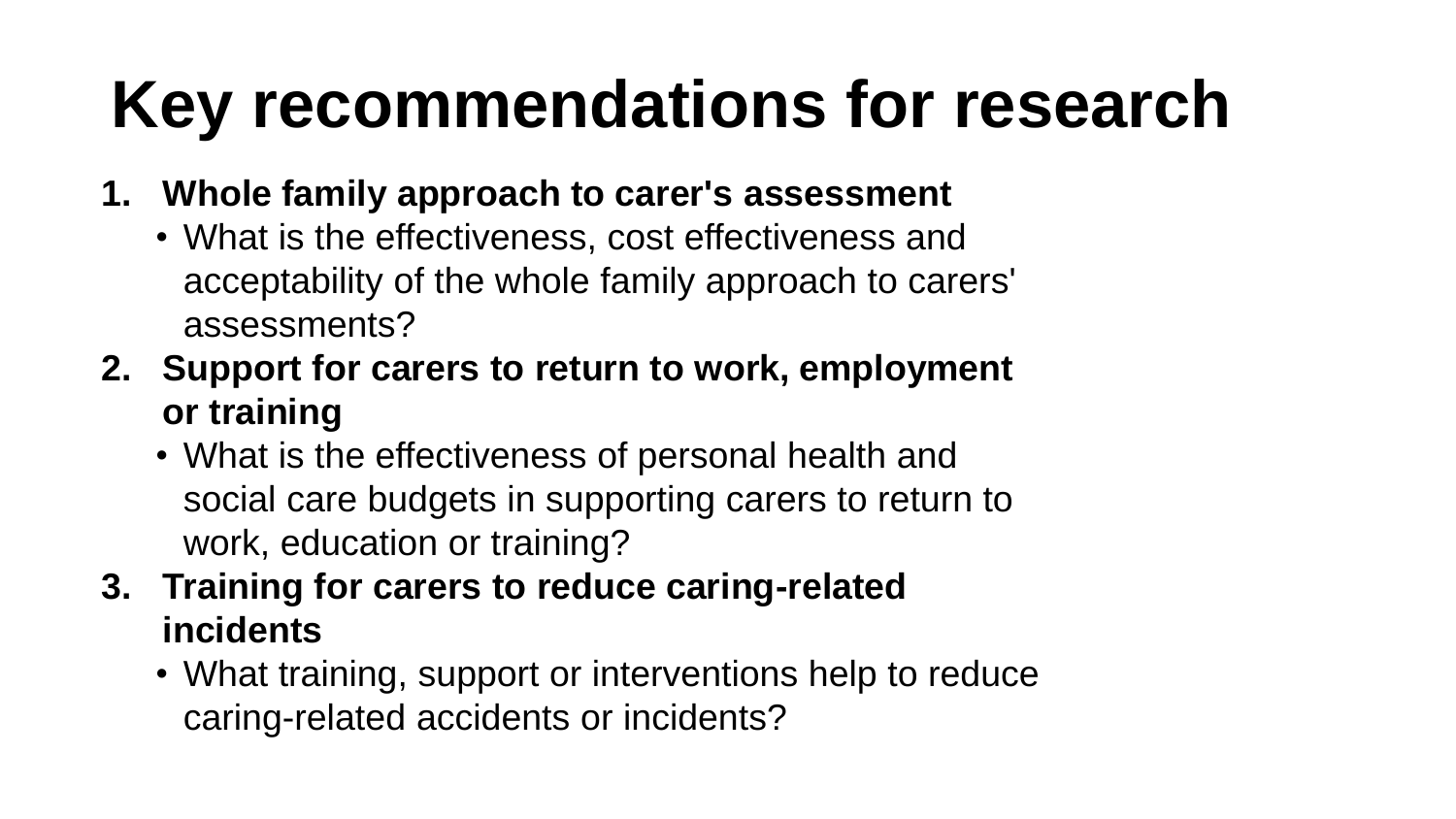# Key recommendations for research

1. **Whole family approach to carer's assessment**
    - What is the effectiveness, cost effectiveness and acceptability of the whole family approach to carers' assessments?
2. **Support for carers to return to work, employment or training**
    - What is the effectiveness of personal health and social care budgets in supporting carers to return to work, education or training?
3. **Training for carers to reduce caring-related incidents**
    - What training, support or interventions help to reduce caring-related accidents or incidents?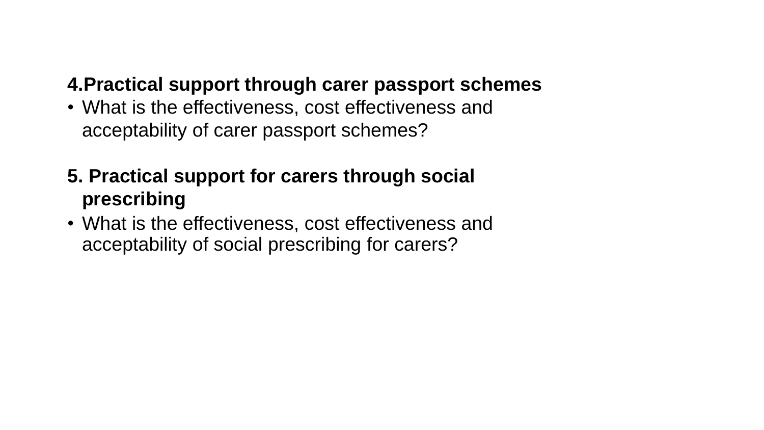**4. Practical support through carer passport schemes**

- What is the effectiveness, cost effectiveness and acceptability of carer passport schemes?

**5. Practical support for carers through social prescribing**

- What is the effectiveness, cost effectiveness and acceptability of social prescribing for carers?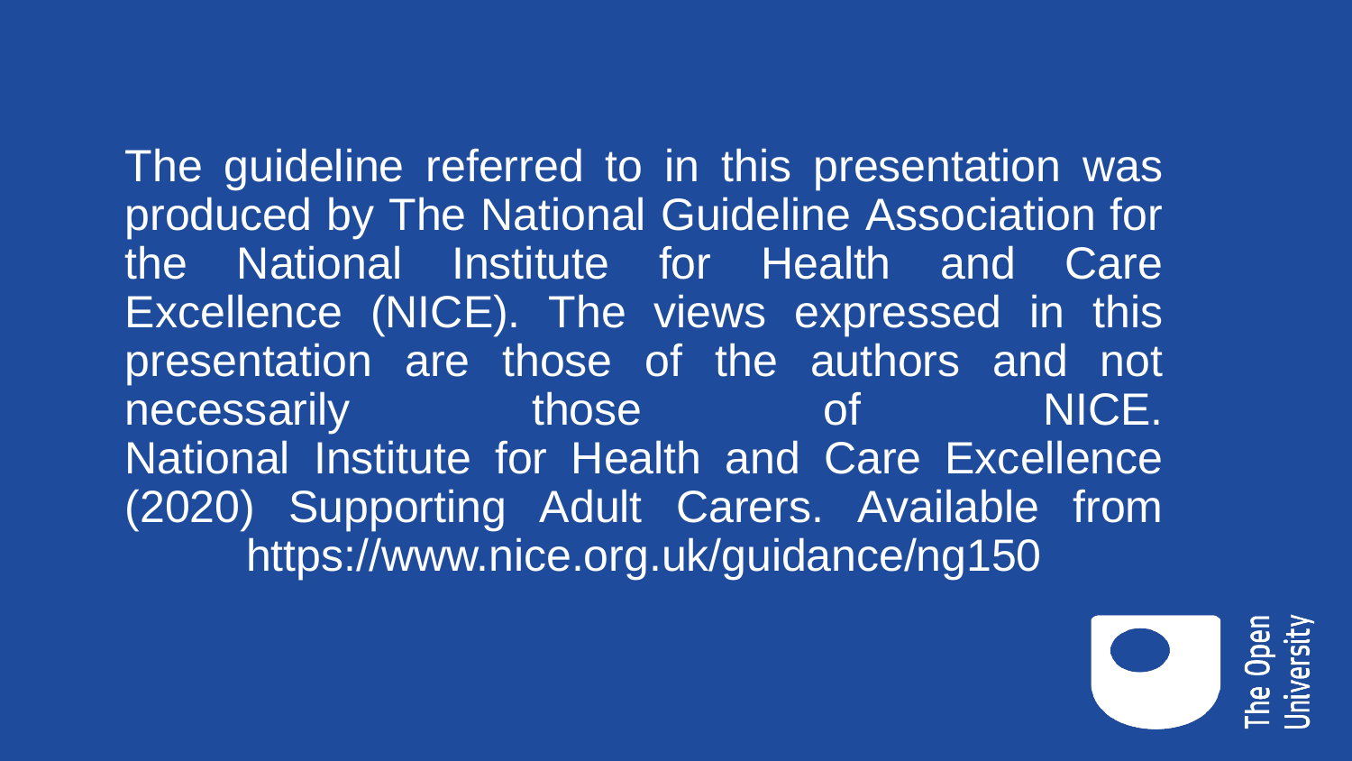The guideline referred to in this presentation was produced by The National Guideline Association for the National Institute for Health and Care Excellence (NICE). The views expressed in this presentation are those of the authors and not necessarily those of NICE.

National Institute for Health and Care Excellence (2020) Supporting Adult Carers. Available from https://www.nice.org.uk/guidance/ng150

The Open University